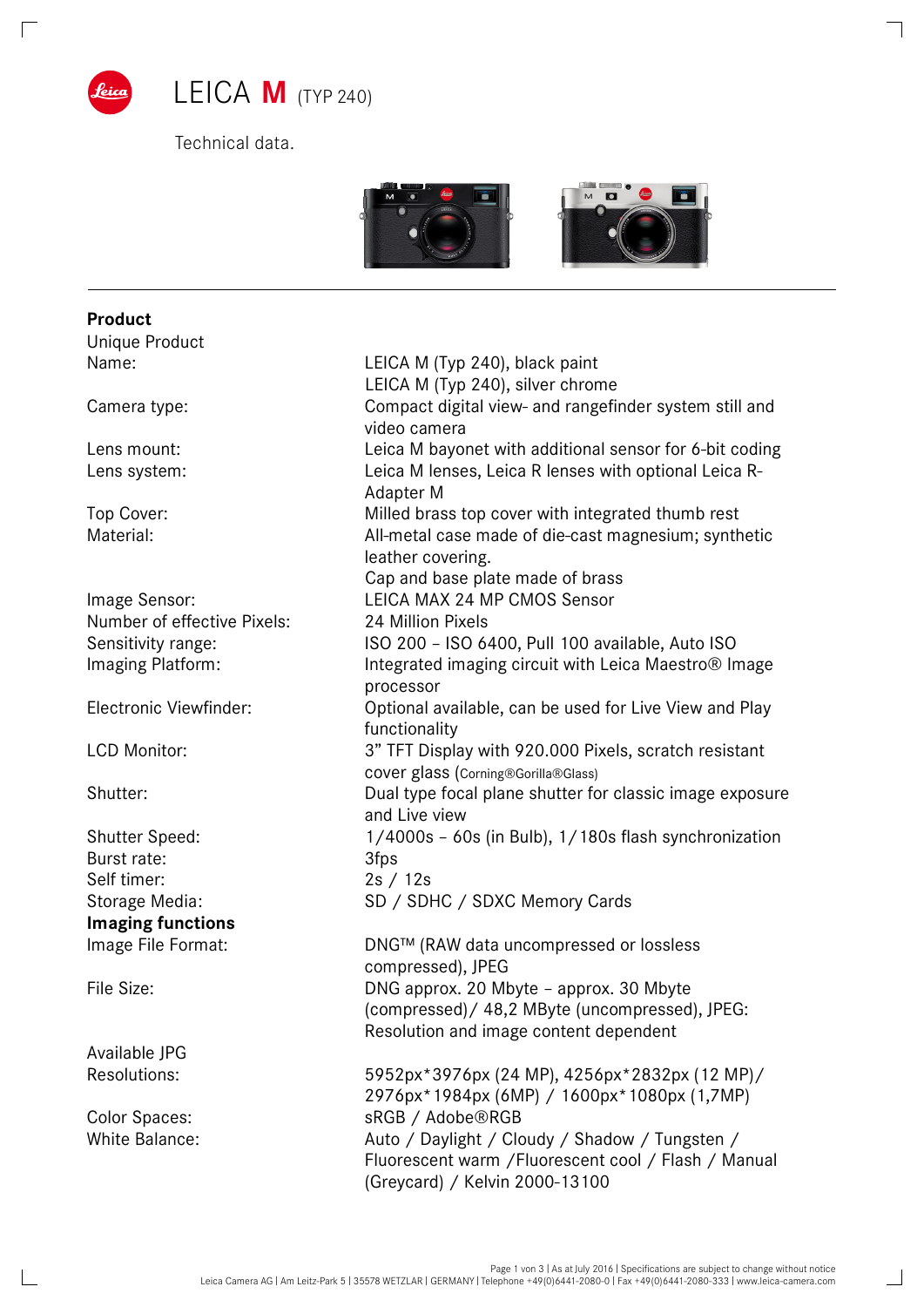# LEICA M (TYP 240)

Technical data.

## Product

| | |
|---|---|
| Unique Product Name: | LEICA M (Typ 240), black paint<br>LEICA M (Typ 240), silver chrome |
| Camera type: | Compact digital view- and rangefinder system still and video camera |
| Lens mount: | Leica M bayonet with additional sensor for 6-bit coding |
| Lens system: | Leica M lenses, Leica R lenses with optional Leica R-Adapter M |
| Top Cover: | Milled brass top cover with integrated thumb rest |
| Material: | All-metal case made of die-cast magnesium; synthetic leather covering.<br>Cap and base plate made of brass |
| Image Sensor: | LEICA MAX 24 MP CMOS Sensor |
| Number of effective Pixels: | 24 Million Pixels |
| Sensitivity range: | ISO 200 – ISO 6400, Pull 100 available, Auto ISO |
| Imaging Platform: | Integrated imaging circuit with Leica Maestro® Image processor |
| Electronic Viewfinder: | Optional available, can be used for Live View and Play functionality |
| LCD Monitor: | 3" TFT Display with 920.000 Pixels, scratch resistant cover glass (Corning®Gorilla®Glass) |
| Shutter: | Dual type focal plane shutter for classic image exposure and Live view |
| Shutter Speed: | 1/4000s – 60s (in Bulb), 1/180s flash synchronization |
| Burst rate: | 3fps |
| Self timer: | 2s / 12s |
| Storage Media: | SD / SDHC / SDXC Memory Cards |

## Imaging functions

| | |
|---|---|
| Image File Format: | DNG™ (RAW data uncompressed or lossless compressed), JPEG |
| File Size: | DNG approx. 20 Mbyte – approx. 30 Mbyte (compressed)/ 48,2 MByte (uncompressed), JPEG: Resolution and image content dependent |
| Available JPG Resolutions: | 5952px*3976px (24 MP), 4256px*2832px (12 MP)/ 2976px*1984px (6MP) / 1600px*1080px (1,7MP) |
| Color Spaces: | sRGB / Adobe®RGB |
| White Balance: | Auto / Daylight / Cloudy / Shadow / Tungsten / Fluorescent warm /Fluorescent cool / Flash / Manual (Greycard) / Kelvin 2000-13100 |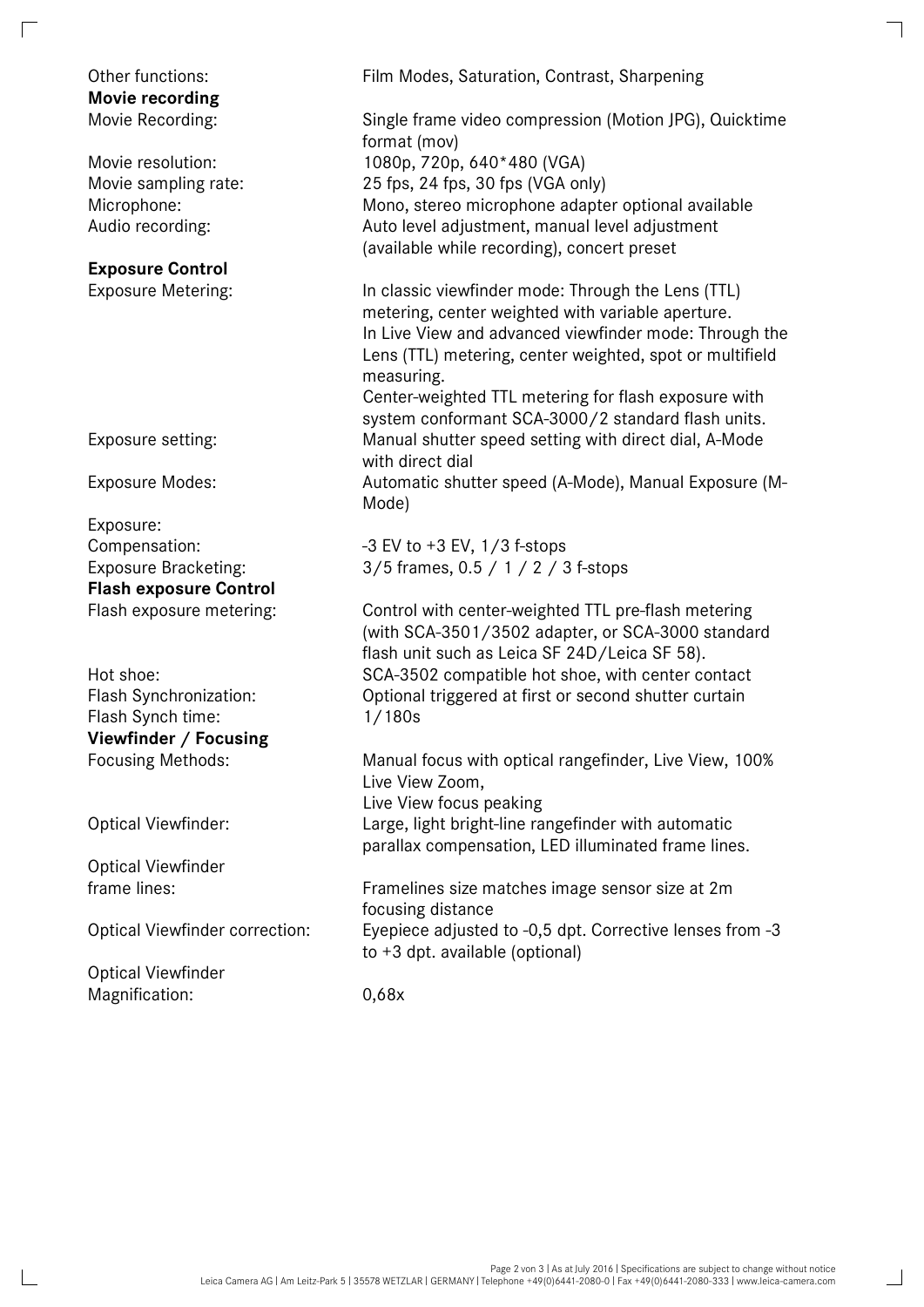| | |
|---|---|
| Other functions: | Film Modes, Saturation, Contrast, Sharpening |

**Movie recording**

| | |
|---|---|
| Movie Recording: | Single frame video compression (Motion JPG), Quicktime format (mov) |
| Movie resolution: | 1080p, 720p, 640*480 (VGA) |
| Movie sampling rate: | 25 fps, 24 fps, 30 fps (VGA only) |
| Microphone: | Mono, stereo microphone adapter optional available |
| Audio recording: | Auto level adjustment, manual level adjustment (available while recording), concert preset |

**Exposure Control**

| | |
|---|---|
| Exposure Metering: | In classic viewfinder mode: Through the Lens (TTL) metering, center weighted with variable aperture.<br>In Live View and advanced viewfinder mode: Through the Lens (TTL) metering, center weighted, spot or multifield measuring.<br>Center-weighted TTL metering for flash exposure with system conformant SCA-3000/2 standard flash units. |
| Exposure setting: | Manual shutter speed setting with direct dial, A-Mode with direct dial |
| Exposure Modes: | Automatic shutter speed (A-Mode), Manual Exposure (M-Mode) |
| Exposure:<br>Compensation: | -3 EV to +3 EV, 1/3 f-stops |
| Exposure Bracketing: | 3/5 frames, 0.5 / 1 / 2 / 3 f-stops |

**Flash exposure Control**

| | |
|---|---|
| Flash exposure metering: | Control with center-weighted TTL pre-flash metering (with SCA-3501/3502 adapter, or SCA-3000 standard flash unit such as Leica SF 24D/Leica SF 58). |
| Hot shoe: | SCA-3502 compatible hot shoe, with center contact |
| Flash Synchronization: | Optional triggered at first or second shutter curtain |
| Flash Synch time: | 1/180s |

**Viewfinder / Focusing**

| | |
|---|---|
| Focusing Methods: | Manual focus with optical rangefinder, Live View, 100% Live View Zoom,<br>Live View focus peaking |
| Optical Viewfinder: | Large, light bright-line rangefinder with automatic parallax compensation, LED illuminated frame lines. |
| Optical Viewfinder frame lines: | Framelines size matches image sensor size at 2m focusing distance |
| Optical Viewfinder correction: | Eyepiece adjusted to -0,5 dpt. Corrective lenses from -3 to +3 dpt. available (optional) |
| Optical Viewfinder Magnification: | 0,68x |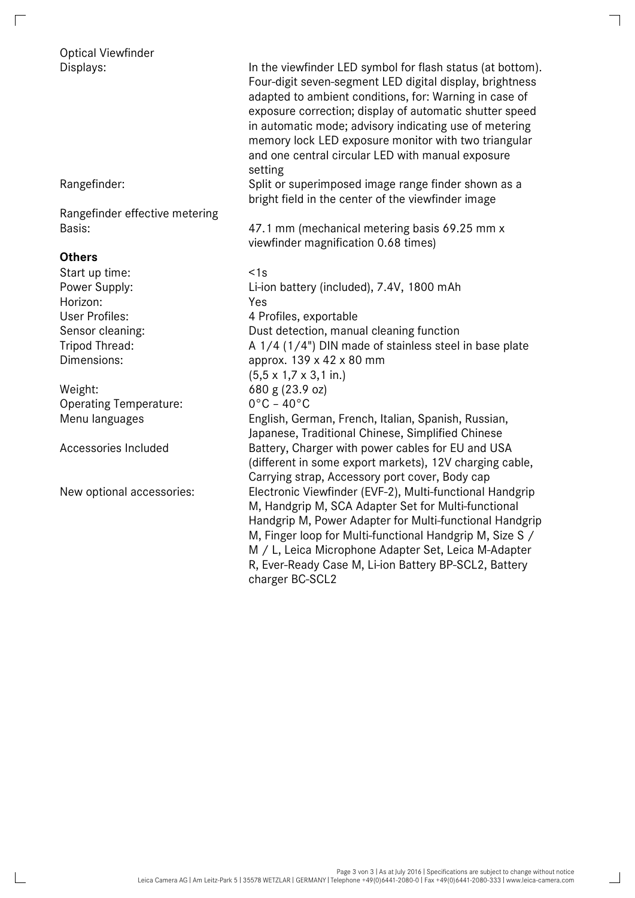Optical Viewfinder

| | |
|---|---|
| Displays: | In the viewfinder LED symbol for flash status (at bottom). Four-digit seven-segment LED digital display, brightness adapted to ambient conditions, for: Warning in case of exposure correction; display of automatic shutter speed in automatic mode; advisory indicating use of metering memory lock LED exposure monitor with two triangular and one central circular LED with manual exposure setting |
| Rangefinder: | Split or superimposed image range finder shown as a bright field in the center of the viewfinder image |
| Rangefinder effective metering Basis: | 47.1 mm (mechanical metering basis 69.25 mm x viewfinder magnification 0.68 times) |

**Others**

| | |
|---|---|
| Start up time: | <1s |
| Power Supply: | Li-ion battery (included), 7.4V, 1800 mAh |
| Horizon: | Yes |
| User Profiles: | 4 Profiles, exportable |
| Sensor cleaning: | Dust detection, manual cleaning function |
| Tripod Thread: | A 1/4 (1/4") DIN made of stainless steel in base plate |
| Dimensions: | approx. 139 x 42 x 80 mm (5,5 x 1,7 x 3,1 in.) |
| Weight: | 680 g (23.9 oz) |
| Operating Temperature: | 0°C – 40°C |
| Menu languages | English, German, French, Italian, Spanish, Russian, Japanese, Traditional Chinese, Simplified Chinese |
| Accessories Included | Battery, Charger with power cables for EU and USA (different in some export markets), 12V charging cable, Carrying strap, Accessory port cover, Body cap |
| New optional accessories: | Electronic Viewfinder (EVF-2), Multi-functional Handgrip M, Handgrip M, SCA Adapter Set for Multi-functional Handgrip M, Power Adapter for Multi-functional Handgrip M, Finger loop for Multi-functional Handgrip M, Size S / M / L, Leica Microphone Adapter Set, Leica M-Adapter R, Ever-Ready Case M, Li-ion Battery BP-SCL2, Battery charger BC-SCL2 |

Page 3 von 3 | As at July 2016 | Specifications are subject to change without notice
Leica Camera AG | Am Leitz-Park 5 | 35578 WETZLAR | GERMANY | Telephone +49(0)6441-2080-0 | Fax +49(0)6441-2080-333 | www.leica-camera.com